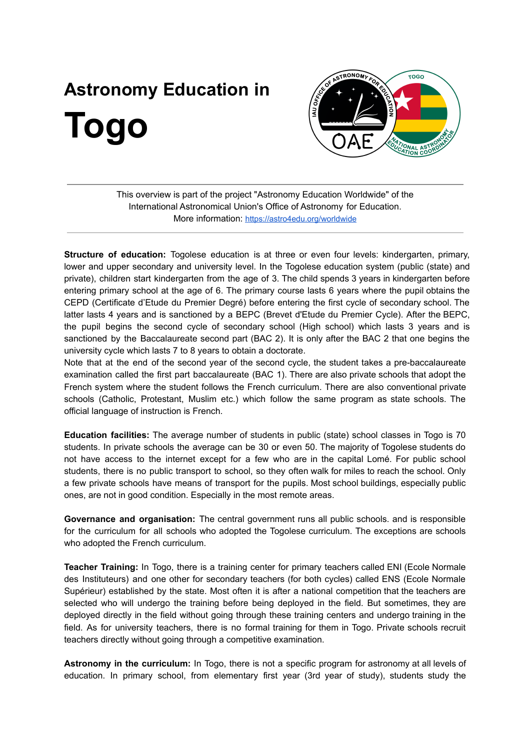# Astronomy Education in

# Togo

This overview is part of the project "Astronomy Education Worldwide" of the International Astronomical Union's Office of Astronomy for Education.
More information: https://astro4edu.org/worldwide

**Structure of education:** Togolese education is at three or even four levels: kindergarten, primary, lower and upper secondary and university level. In the Togolese education system (public (state) and private), children start kindergarten from the age of 3. The child spends 3 years in kindergarten before entering primary school at the age of 6. The primary course lasts 6 years where the pupil obtains the CEPD (Certificate d'Etude du Premier Degré) before entering the first cycle of secondary school. The latter lasts 4 years and is sanctioned by a BEPC (Brevet d'Etude du Premier Cycle). After the BEPC, the pupil begins the second cycle of secondary school (High school) which lasts 3 years and is sanctioned by the Baccalaureate second part (BAC 2). It is only after the BAC 2 that one begins the university cycle which lasts 7 to 8 years to obtain a doctorate.
Note that at the end of the second year of the second cycle, the student takes a pre-baccalaureate examination called the first part baccalaureate (BAC 1). There are also private schools that adopt the French system where the student follows the French curriculum. There are also conventional private schools (Catholic, Protestant, Muslim etc.) which follow the same program as state schools. The official language of instruction is French.

**Education facilities:** The average number of students in public (state) school classes in Togo is 70 students. In private schools the average can be 30 or even 50. The majority of Togolese students do not have access to the internet except for a few who are in the capital Lomé. For public school students, there is no public transport to school, so they often walk for miles to reach the school. Only a few private schools have means of transport for the pupils. Most school buildings, especially public ones, are not in good condition. Especially in the most remote areas.

**Governance and organisation:** The central government runs all public schools. and is responsible for the curriculum for all schools who adopted the Togolese curriculum. The exceptions are schools who adopted the French curriculum.

**Teacher Training:** In Togo, there is a training center for primary teachers called ENI (Ecole Normale des Instituteurs) and one other for secondary teachers (for both cycles) called ENS (Ecole Normale Supérieur) established by the state. Most often it is after a national competition that the teachers are selected who will undergo the training before being deployed in the field. But sometimes, they are deployed directly in the field without going through these training centers and undergo training in the field. As for university teachers, there is no formal training for them in Togo. Private schools recruit teachers directly without going through a competitive examination.

**Astronomy in the curriculum:** In Togo, there is not a specific program for astronomy at all levels of education. In primary school, from elementary first year (3rd year of study), students study the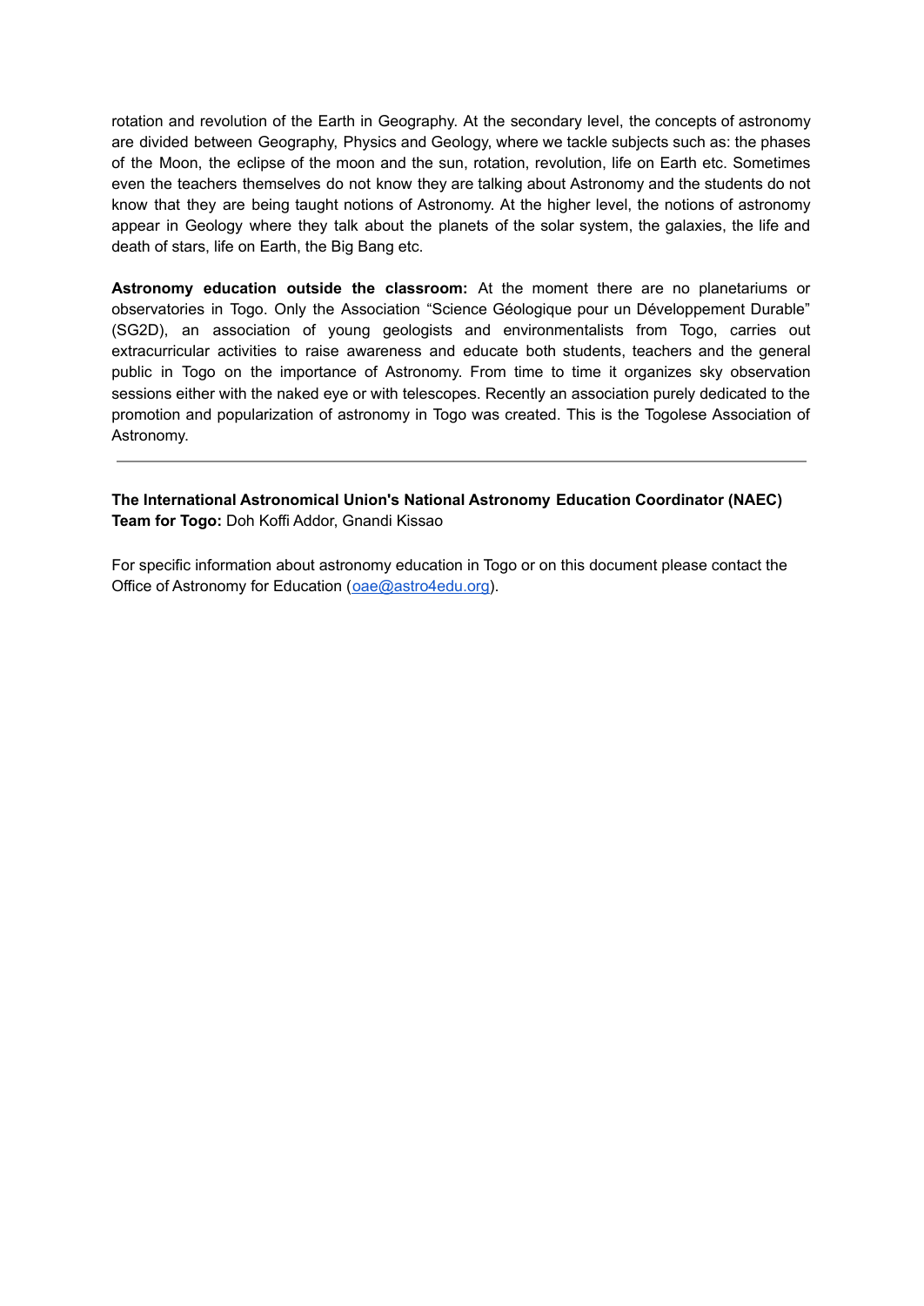rotation and revolution of the Earth in Geography. At the secondary level, the concepts of astronomy are divided between Geography, Physics and Geology, where we tackle subjects such as: the phases of the Moon, the eclipse of the moon and the sun, rotation, revolution, life on Earth etc. Sometimes even the teachers themselves do not know they are talking about Astronomy and the students do not know that they are being taught notions of Astronomy. At the higher level, the notions of astronomy appear in Geology where they talk about the planets of the solar system, the galaxies, the life and death of stars, life on Earth, the Big Bang etc.

**Astronomy education outside the classroom:** At the moment there are no planetariums or observatories in Togo. Only the Association "Science Géologique pour un Développement Durable" (SG2D), an association of young geologists and environmentalists from Togo, carries out extracurricular activities to raise awareness and educate both students, teachers and the general public in Togo on the importance of Astronomy. From time to time it organizes sky observation sessions either with the naked eye or with telescopes. Recently an association purely dedicated to the promotion and popularization of astronomy in Togo was created. This is the Togolese Association of Astronomy.

---

**The International Astronomical Union's National Astronomy Education Coordinator (NAEC) Team for Togo:** Doh Koffi Addor, Gnandi Kissao

For specific information about astronomy education in Togo or on this document please contact the Office of Astronomy for Education (oae@astro4edu.org).